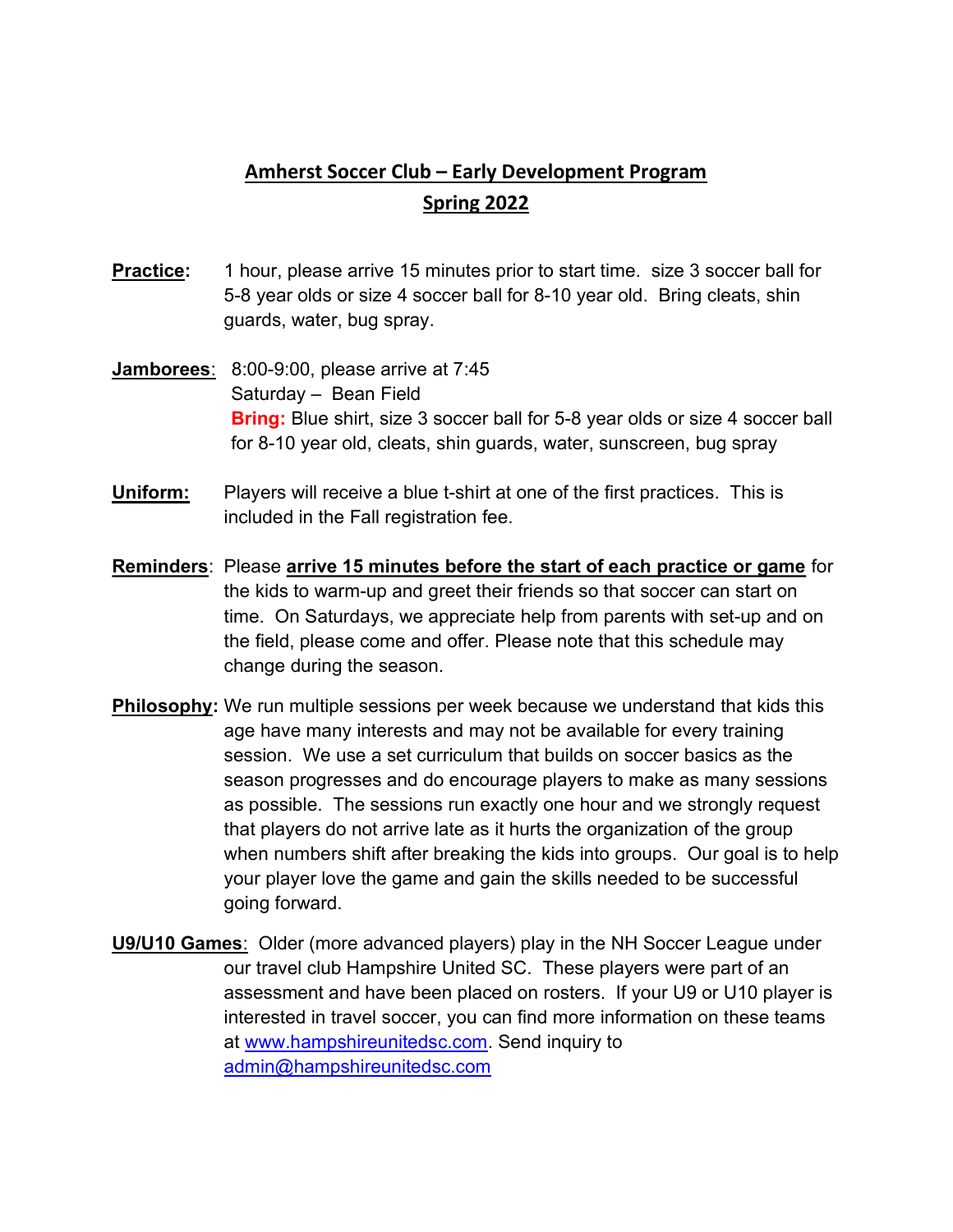# Amherst Soccer Club – Early Development Program
## Spring 2022

**Practice:** 1 hour, please arrive 15 minutes prior to start time. size 3 soccer ball for 5-8 year olds or size 4 soccer ball for 8-10 year old. Bring cleats, shin guards, water, bug spray.

**Jamborees**: 8:00-9:00, please arrive at 7:45
Saturday – Bean Field
**Bring:** Blue shirt, size 3 soccer ball for 5-8 year olds or size 4 soccer ball for 8-10 year old, cleats, shin guards, water, sunscreen, bug spray

**Uniform:** Players will receive a blue t-shirt at one of the first practices. This is included in the Fall registration fee.

**Reminders**: Please **arrive 15 minutes before the start of each practice or game** for the kids to warm-up and greet their friends so that soccer can start on time. On Saturdays, we appreciate help from parents with set-up and on the field, please come and offer. Please note that this schedule may change during the season.

**Philosophy:** We run multiple sessions per week because we understand that kids this age have many interests and may not be available for every training session. We use a set curriculum that builds on soccer basics as the season progresses and do encourage players to make as many sessions as possible. The sessions run exactly one hour and we strongly request that players do not arrive late as it hurts the organization of the group when numbers shift after breaking the kids into groups. Our goal is to help your player love the game and gain the skills needed to be successful going forward.

**U9/U10 Games**: Older (more advanced players) play in the NH Soccer League under our travel club Hampshire United SC. These players were part of an assessment and have been placed on rosters. If your U9 or U10 player is interested in travel soccer, you can find more information on these teams at [www.hampshireunitedsc.com](www.hampshireunitedsc.com). Send inquiry to [admin@hampshireunitedsc.com](mailto:admin@hampshireunitedsc.com)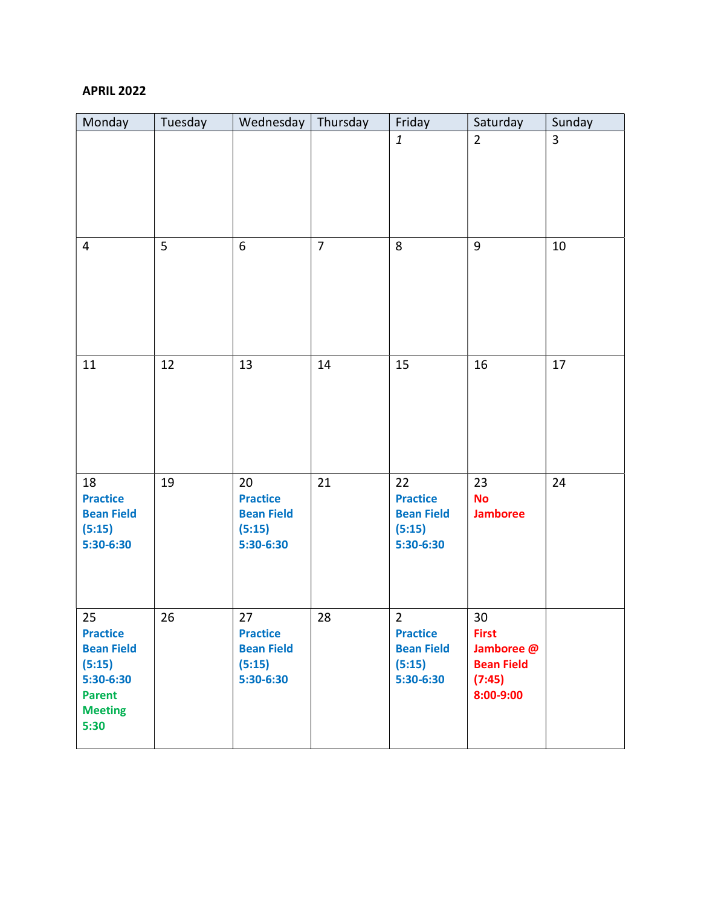**APRIL 2022**

| Monday | Tuesday | Wednesday | Thursday | Friday | Saturday | Sunday |
|---|---|---|---|---|---|---|
| | | | | *1* | 2 | 3 |
| 4 | 5 | 6 | 7 | 8 | 9 | 10 |
| 11 | 12 | 13 | 14 | 15 | 16 | 17 |
| 18 **Practice Bean Field (5:15) 5:30-6:30** | 19 | 20 **Practice Bean Field (5:15) 5:30-6:30** | 21 | 22 **Practice Bean Field (5:15) 5:30-6:30** | 23 **No Jamboree** | 24 |
| 25 **Practice Bean Field (5:15) 5:30-6:30 Parent Meeting 5:30** | 26 | 27 **Practice Bean Field (5:15) 5:30-6:30** | 28 | 2 **Practice Bean Field (5:15) 5:30-6:30** | 30 **First Jamboree @ Bean Field (7:45) 8:00-9:00** | |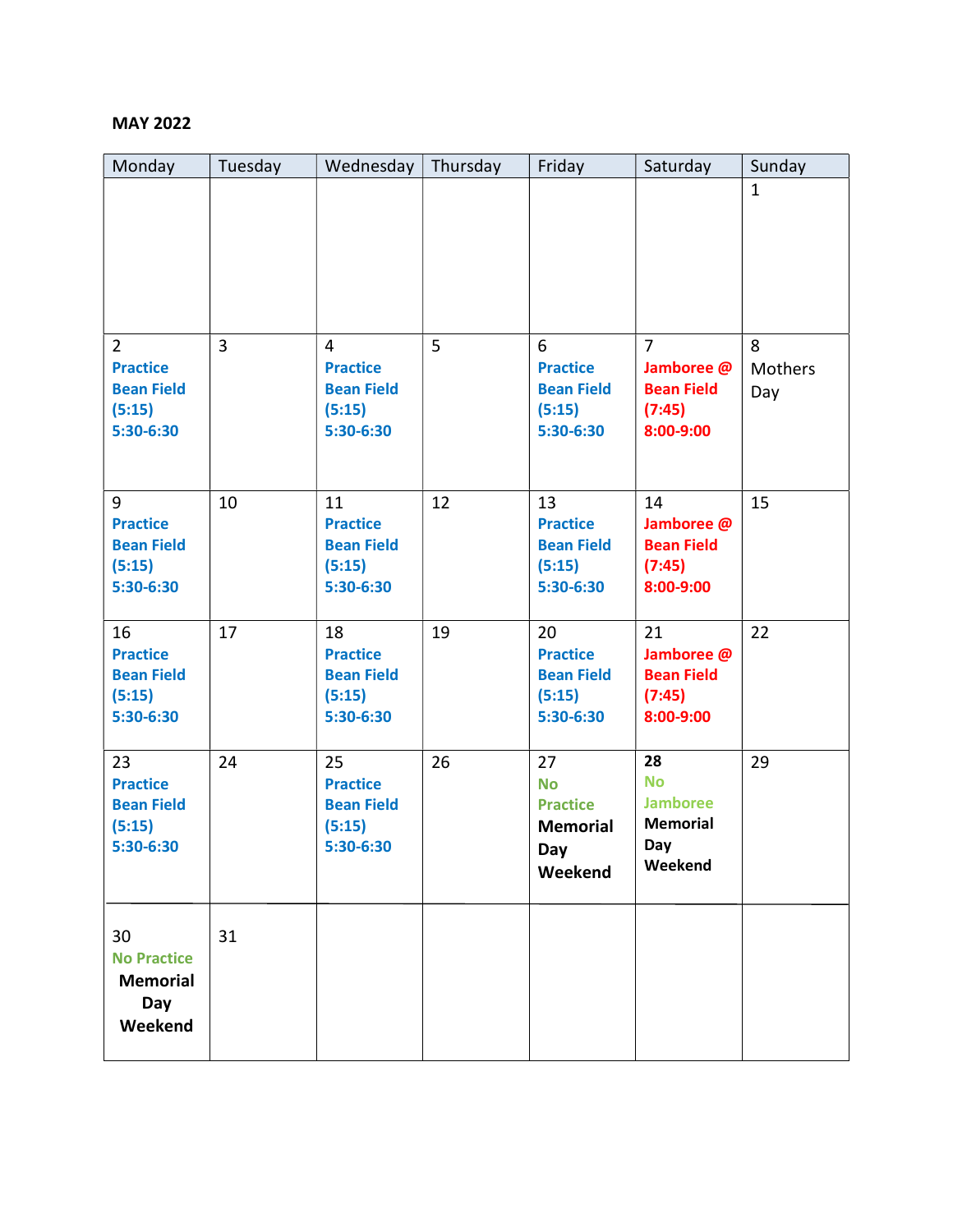**MAY 2022**

| Monday | Tuesday | Wednesday | Thursday | Friday | Saturday | Sunday |
|---|---|---|---|---|---|---|
| | | | | | | 1 |
| 2 **Practice Bean Field (5:15) 5:30-6:30** | 3 | 4 **Practice Bean Field (5:15) 5:30-6:30** | 5 | 6 **Practice Bean Field (5:15) 5:30-6:30** | 7 **Jamboree @ Bean Field (7:45) 8:00-9:00** | 8 Mothers Day |
| 9 **Practice Bean Field (5:15) 5:30-6:30** | 10 | 11 **Practice Bean Field (5:15) 5:30-6:30** | 12 | 13 **Practice Bean Field (5:15) 5:30-6:30** | 14 **Jamboree @ Bean Field (7:45) 8:00-9:00** | 15 |
| 16 **Practice Bean Field (5:15) 5:30-6:30** | 17 | 18 **Practice Bean Field (5:15) 5:30-6:30** | 19 | 20 **Practice Bean Field (5:15) 5:30-6:30** | 21 **Jamboree @ Bean Field (7:45) 8:00-9:00** | 22 |
| 23 **Practice Bean Field (5:15) 5:30-6:30** | 24 | 25 **Practice Bean Field (5:15) 5:30-6:30** | 26 | 27 **No Practice Memorial Day Weekend** | **28 No Jamboree Memorial Day Weekend** | 29 |
| 30 **No Practice Memorial Day Weekend** | 31 | | | | | |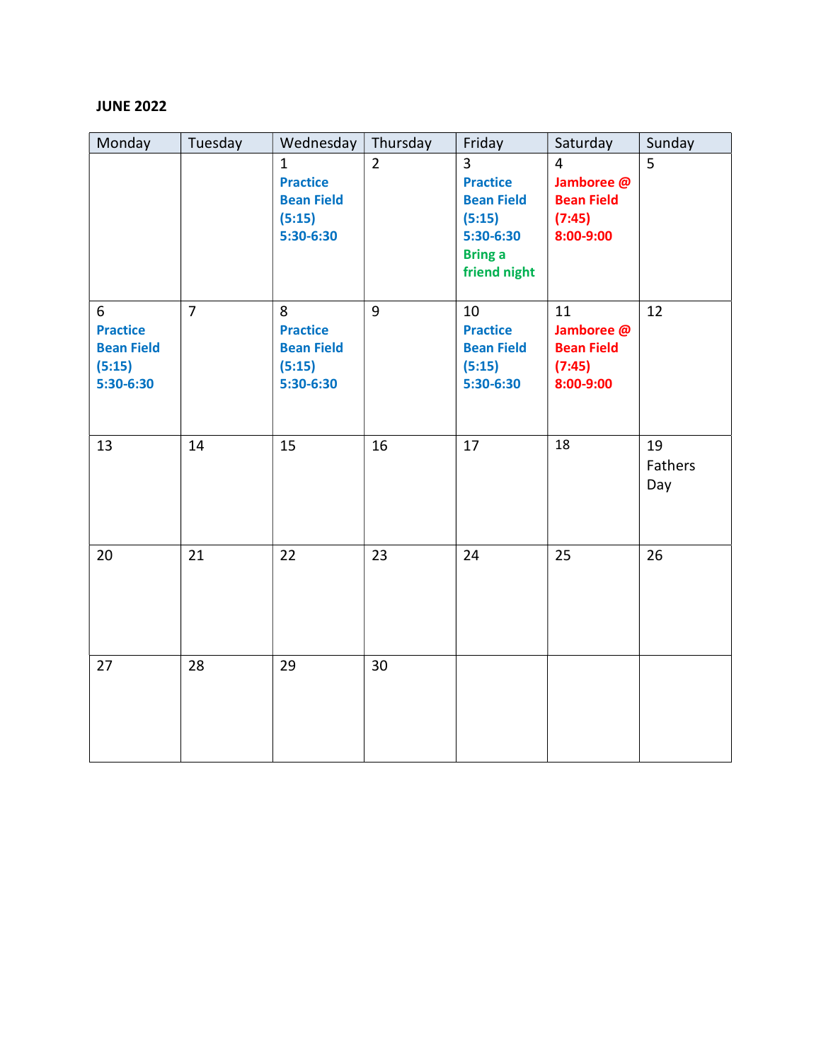**JUNE 2022**

| Monday | Tuesday | Wednesday | Thursday | Friday | Saturday | Sunday |
|---|---|---|---|---|---|---|
| | | 1 **Practice Bean Field (5:15) 5:30-6:30** | 2 | 3 **Practice Bean Field (5:15) 5:30-6:30 Bring a friend night** | 4 **Jamboree @ Bean Field (7:45) 8:00-9:00** | 5 |
| 6 **Practice Bean Field (5:15) 5:30-6:30** | 7 | 8 **Practice Bean Field (5:15) 5:30-6:30** | 9 | 10 **Practice Bean Field (5:15) 5:30-6:30** | 11 **Jamboree @ Bean Field (7:45) 8:00-9:00** | 12 |
| 13 | 14 | 15 | 16 | 17 | 18 | 19 Fathers Day |
| 20 | 21 | 22 | 23 | 24 | 25 | 26 |
| 27 | 28 | 29 | 30 | | | |